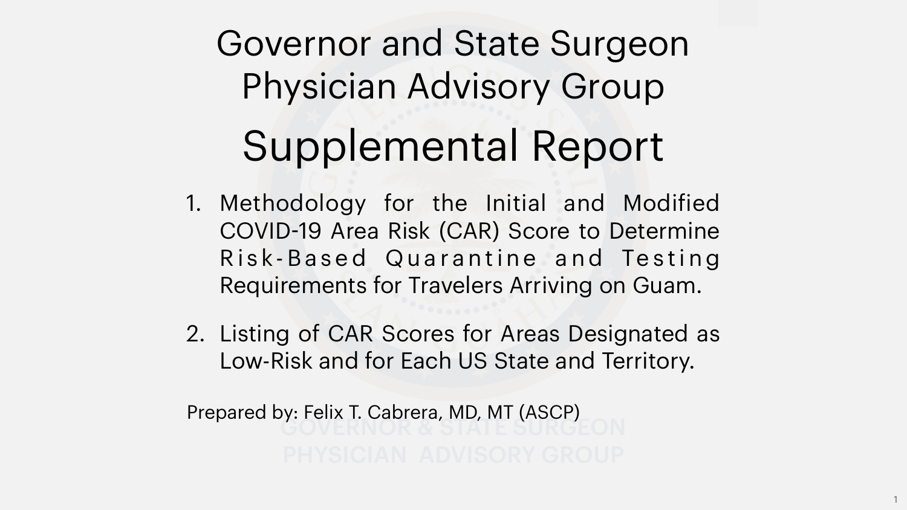# Governor and State Surgeon Physician Advisory Group

# Supplemental Report

1. Methodology for the Initial and Modified COVID-19 Area Risk (CAR) Score to Determine Risk-Based Quarantine and Testing Requirements for Travelers Arriving on Guam.

2. Listing of CAR Scores for Areas Designated as Low-Risk and for Each US State and Territory.

Prepared by: Felix T. Cabrera, MD, MT (ASCP)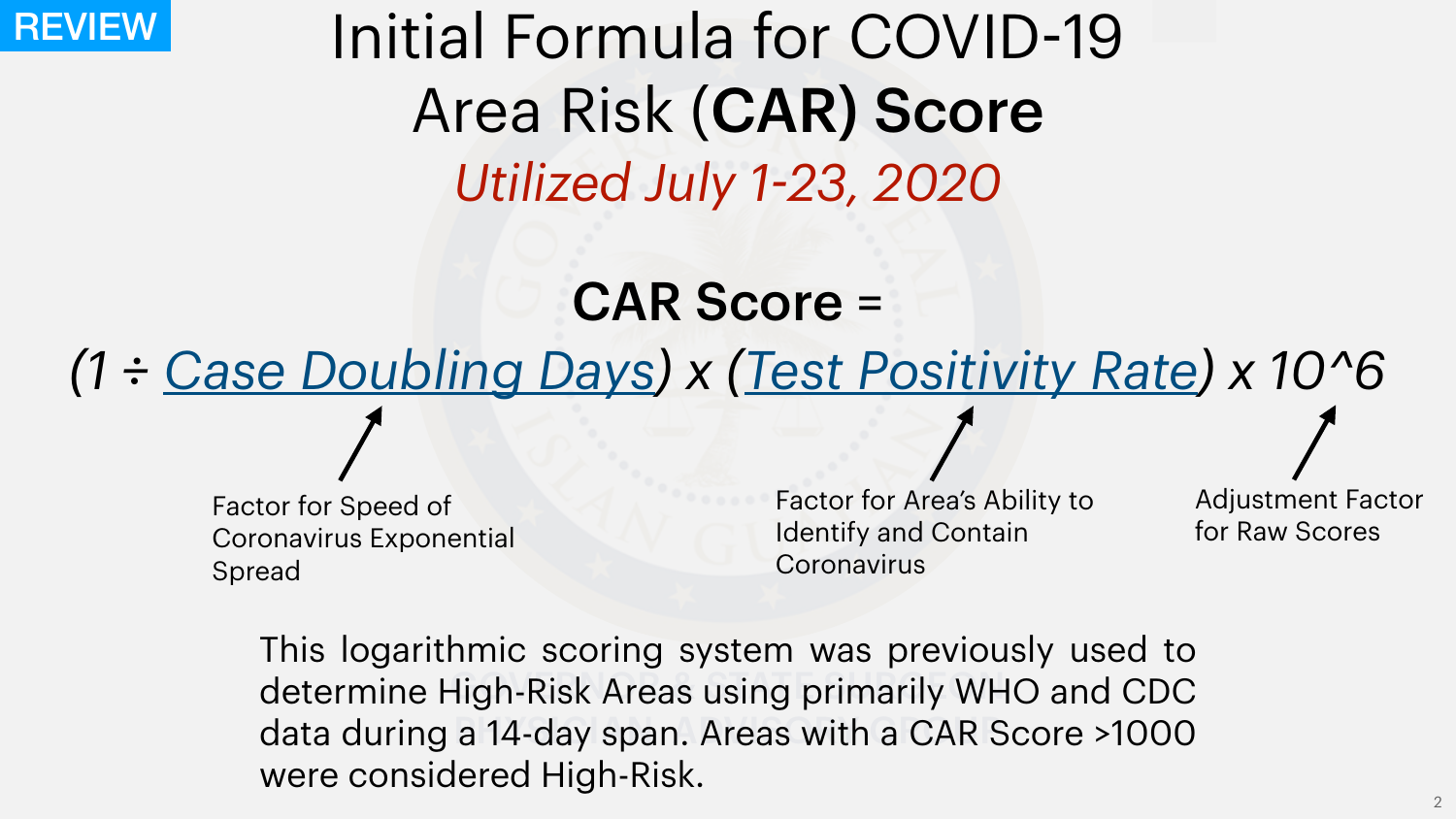REVIEW

# Initial Formula for COVID-19 Area Risk (**CAR**) **Score**

*Utilized July 1-23, 2020*

**CAR Score =**

*(1 ÷ Case Doubling Days) x (Test Positivity Rate) x 10^6*

- Case Doubling Days: Factor for Speed of Coronavirus Exponential Spread
- Test Positivity Rate: Factor for Area's Ability to Identify and Contain Coronavirus
- 10^6: Adjustment Factor for Raw Scores

This logarithmic scoring system was previously used to determine High-Risk Areas using primarily WHO and CDC data during a 14-day span. Areas with a CAR Score >1000 were considered High-Risk.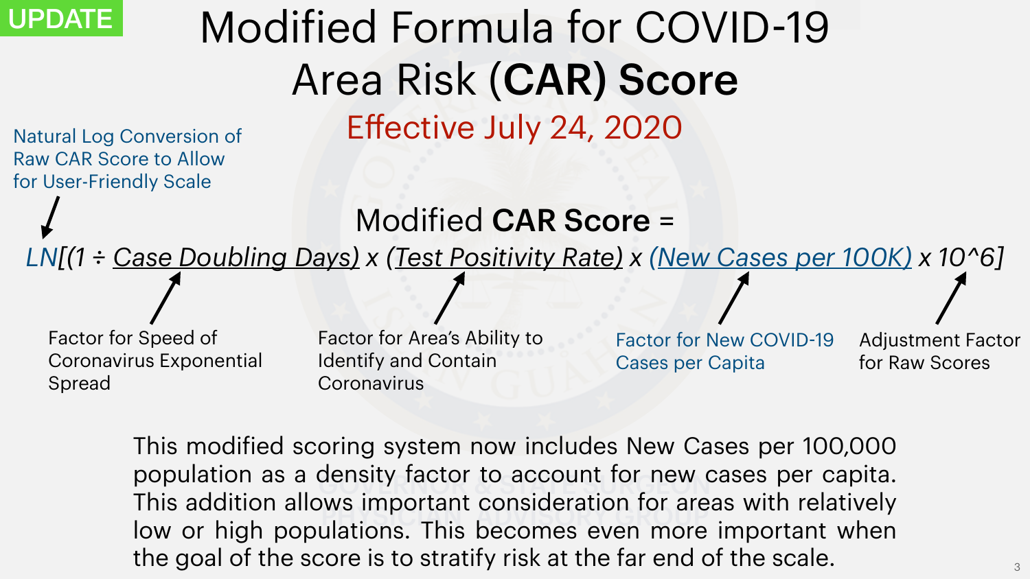UPDATE

# Modified Formula for COVID-19 Area Risk (CAR) Score

## Effective July 24, 2020

Natural Log Conversion of Raw CAR Score to Allow for User-Friendly Scale

Modified **CAR Score** =

*LN[(1 ÷ Case Doubling Days) x (Test Positivity Rate) x (New Cases per 100K) x 10^6]*

- Case Doubling Days: Factor for Speed of Coronavirus Exponential Spread
- Test Positivity Rate: Factor for Area's Ability to Identify and Contain Coronavirus
- New Cases per 100K: Factor for New COVID-19 Cases per Capita
- 10^6: Adjustment Factor for Raw Scores

This modified scoring system now includes New Cases per 100,000 population as a density factor to account for new cases per capita. This addition allows important consideration for areas with relatively low or high populations. This becomes even more important when the goal of the score is to stratify risk at the far end of the scale.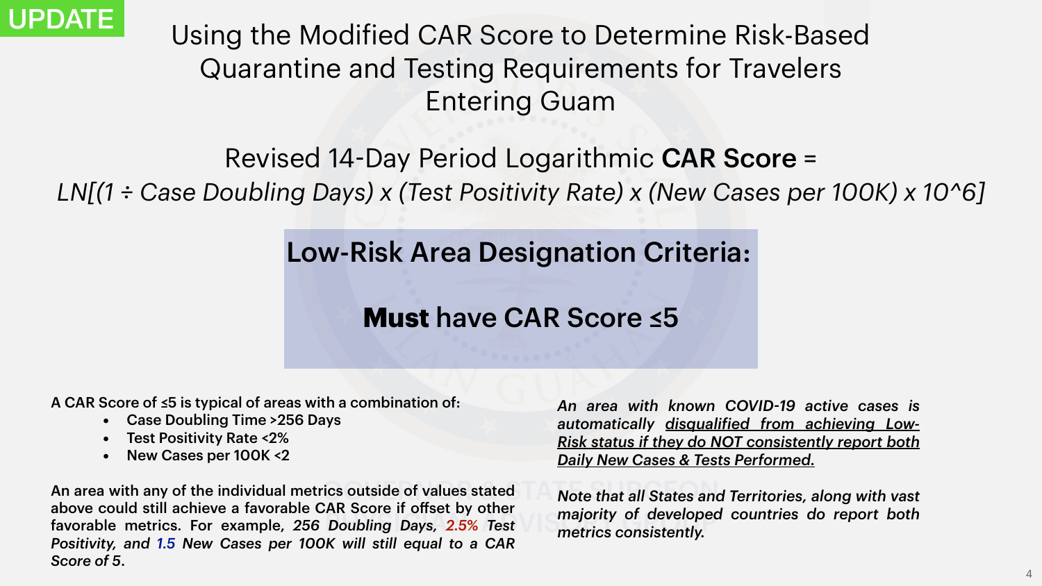UPDATE

# Using the Modified CAR Score to Determine Risk-Based Quarantine and Testing Requirements for Travelers Entering Guam

Revised 14-Day Period Logarithmic **CAR Score** =

*LN[(1 ÷ Case Doubling Days) x (Test Positivity Rate) x (New Cases per 100K) x 10^6]*

## Low-Risk Area Designation Criteria:

## **Must** have CAR Score ≤5

**A CAR Score of ≤5 is typical of areas with a combination of:**

- **Case Doubling Time >256 Days**
- **Test Positivity Rate <2%**
- **New Cases per 100K <2**

**An area with any of the individual metrics outside of values stated above could still achieve a favorable CAR Score if offset by other favorable metrics. For example, *256 Doubling Days, 2.5% Test Positivity, and 1.5 New Cases per 100K will still equal to a CAR Score of 5*.**

***An area with known COVID-19 active cases is automatically disqualified from achieving Low-Risk status if they do NOT consistently report both Daily New Cases & Tests Performed.***

***Note that all States and Territories, along with vast majority of developed countries do report both metrics consistently.***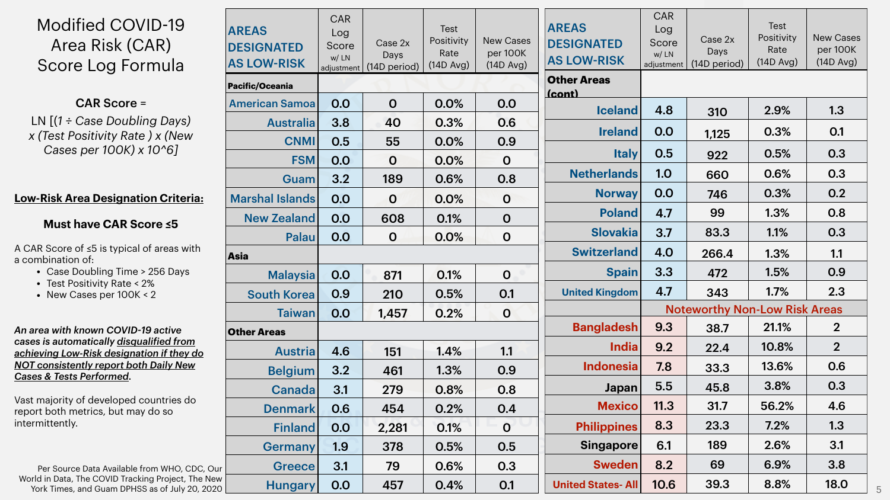# Modified COVID-19 Area Risk (CAR) Score Log Formula

**CAR Score** =

$$\text{LN}\left[(1 \div \text{Case Doubling Days}) \times (\text{Test Positivity Rate}) \times (\text{New Cases per 100K}) \times 10^{6}\right]$$

**Low-Risk Area Designation Criteria:**

**Must have CAR Score ≤5**

A CAR Score of ≤5 is typical of areas with a combination of:

- Case Doubling Time > 256 Days
- Test Positivity Rate < 2%
- New Cases per 100K < 2

***An area with known COVID-19 active cases is automatically disqualified from achieving Low-Risk designation if they do NOT consistently report both Daily New Cases & Tests Performed.***

Vast majority of developed countries do report both metrics, but may do so intermittently.

| AREAS DESIGNATED AS LOW-RISK | CAR Log Score w/ LN adjustment | Case 2x Days (14D period) | Test Positivity Rate (14D Avg) | New Cases per 100K (14D Avg) |
|---|---|---|---|---|
| **Pacific/Oceania** | | | | |
| American Samoa | 0.0 | 0 | 0.0% | 0.0 |
| Australia | 3.8 | 40 | 0.3% | 0.6 |
| CNMI | 0.5 | 55 | 0.0% | 0.9 |
| FSM | 0.0 | 0 | 0.0% | 0 |
| Guam | 3.2 | 189 | 0.6% | 0.8 |
| Marshal Islands | 0.0 | 0 | 0.0% | 0 |
| New Zealand | 0.0 | 608 | 0.1% | 0 |
| Palau | 0.0 | 0 | 0.0% | 0 |
| **Asia** | | | | |
| Malaysia | 0.0 | 871 | 0.1% | 0 |
| South Korea | 0.9 | 210 | 0.5% | 0.1 |
| Taiwan | 0.0 | 1,457 | 0.2% | 0 |
| **Other Areas** | | | | |
| Austria | 4.6 | 151 | 1.4% | 1.1 |
| Belgium | 3.2 | 461 | 1.3% | 0.9 |
| Canada | 3.1 | 279 | 0.8% | 0.8 |
| Denmark | 0.6 | 454 | 0.2% | 0.4 |
| Finland | 0.0 | 2,281 | 0.1% | 0 |
| Germany | 1.9 | 378 | 0.5% | 0.5 |
| Greece | 3.1 | 79 | 0.6% | 0.3 |
| Hungary | 0.0 | 457 | 0.4% | 0.1 |
| **Other Areas (cont)** | | | | |
| Iceland | 4.8 | 310 | 2.9% | 1.3 |
| Ireland | 0.0 | 1,125 | 0.3% | 0.1 |
| Italy | 0.5 | 922 | 0.5% | 0.3 |
| Netherlands | 1.0 | 660 | 0.6% | 0.3 |
| Norway | 0.0 | 746 | 0.3% | 0.2 |
| Poland | 4.7 | 99 | 1.3% | 0.8 |
| Slovakia | 3.7 | 83.3 | 1.1% | 0.3 |
| Switzerland | 4.0 | 266.4 | 1.3% | 1.1 |
| Spain | 3.3 | 472 | 1.5% | 0.9 |
| United Kingdom | 4.7 | 343 | 1.7% | 2.3 |
| **Noteworthy Non-Low Risk Areas** | | | | |
| Bangladesh | 9.3 | 38.7 | 21.1% | 2 |
| India | 9.2 | 22.4 | 10.8% | 2 |
| Indonesia | 7.8 | 33.3 | 13.6% | 0.6 |
| Japan | 5.5 | 45.8 | 3.8% | 0.3 |
| Mexico | 11.3 | 31.7 | 56.2% | 4.6 |
| Philippines | 8.3 | 23.3 | 7.2% | 1.3 |
| Singapore | 6.1 | 189 | 2.6% | 3.1 |
| Sweden | 8.2 | 69 | 6.9% | 3.8 |
| United States- All | 10.6 | 39.3 | 8.8% | 18.0 |

Per Source Data Available from WHO, CDC, Our World in Data, The COVID Tracking Project, The New York Times, and Guam DPHSS as of July 20, 2020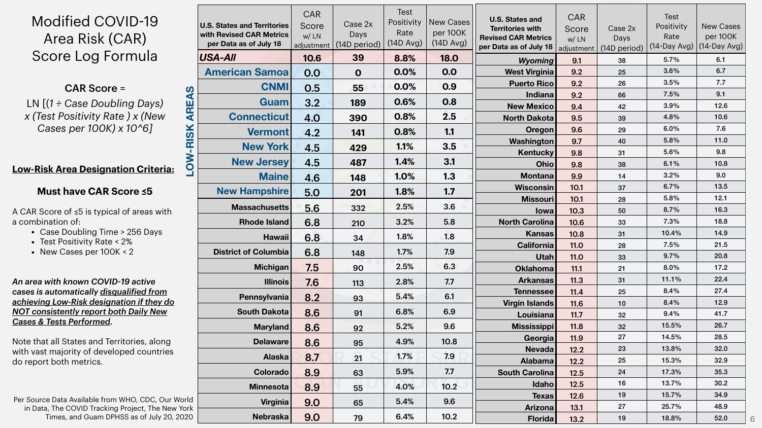# Modified COVID-19 Area Risk (CAR) Score Log Formula

**CAR Score =**

LN [(*1 ÷ Case Doubling Days*) *x (Test Positivity Rate* ) *x* (*New Cases per 100K*) *x 10^6*]

**Low-Risk Area Designation Criteria:**

**Must have CAR Score ≤5**

A CAR Score of ≤5 is typical of areas with a combination of:

- Case Doubling Time > 256 Days
- Test Positivity Rate < 2%
- New Cases per 100K < 2

***An area with known COVID-19 active cases is automatically disqualified from achieving Low-Risk designation if they do NOT consistently report both Daily New Cases & Tests Performed.***

Note that all States and Territories, along with vast majority of developed countries do report both metrics.

Per Source Data Available from WHO, CDC, Our World in Data, The COVID Tracking Project, The New York Times, and Guam DPHSS as of July 20, 2020

| U.S. States and Territories with Revised CAR Metrics per Data as of July 18 | CAR Score w/ LN adjustment | Case 2x Days (14D period) | Test Positivity Rate (14D Avg) | New Cases per 100K (14D Avg) |
|---|---|---|---|---|
| ***USA-All*** | 10.6 | 39 | 8.8% | 18.0 |
| American Samoa (LOW-RISK AREAS) | 0.0 | 0 | 0.0% | 0.0 |
| CNMI (LOW-RISK AREAS) | 0.5 | 55 | 0.0% | 0.9 |
| Guam (LOW-RISK AREAS) | 3.2 | 189 | 0.6% | 0.8 |
| Connecticut (LOW-RISK AREAS) | 4.0 | 390 | 0.8% | 2.5 |
| Vermont (LOW-RISK AREAS) | 4.2 | 141 | 0.8% | 1.1 |
| New York (LOW-RISK AREAS) | 4.5 | 429 | 1.1% | 3.5 |
| New Jersey (LOW-RISK AREAS) | 4.5 | 487 | 1.4% | 3.1 |
| Maine (LOW-RISK AREAS) | 4.6 | 148 | 1.0% | 1.3 |
| New Hampshire (LOW-RISK AREAS) | 5.0 | 201 | 1.8% | 1.7 |
| Massachusetts | 5.6 | 332 | 2.5% | 3.6 |
| Rhode Island | 6.8 | 210 | 3.2% | 5.8 |
| Hawaii | 6.8 | 34 | 1.8% | 1.8 |
| District of Columbia | 6.8 | 148 | 1.7% | 7.9 |
| Michigan | 7.5 | 90 | 2.5% | 6.3 |
| Illinois | 7.6 | 113 | 2.8% | 7.7 |
| Pennsylvania | 8.2 | 93 | 5.4% | 6.1 |
| South Dakota | 8.6 | 91 | 6.8% | 6.9 |
| Maryland | 8.6 | 92 | 5.2% | 9.6 |
| Delaware | 8.6 | 95 | 4.9% | 10.8 |
| Alaska | 8.7 | 21 | 1.7% | 7.9 |
| Colorado | 8.9 | 63 | 5.9% | 7.7 |
| Minnesota | 8.9 | 55 | 4.0% | 10.2 |
| Virginia | 9.0 | 65 | 5.4% | 9.6 |
| Nebraska | 9.0 | 79 | 6.4% | 10.2 |
| *Wyoming* | 9.1 | 38 | 5.7% | 6.1 |
| West Virginia | 9.2 | 25 | 3.6% | 6.7 |
| Puerto Rico | 9.2 | 26 | 3.5% | 7.7 |
| Indiana | 9.2 | 66 | 7.5% | 9.1 |
| New Mexico | 9.4 | 42 | 3.9% | 12.6 |
| North Dakota | 9.5 | 39 | 4.8% | 10.6 |
| Oregon | 9.6 | 29 | 6.0% | 7.6 |
| Washington | 9.7 | 40 | 5.8% | 11.0 |
| Kentucky | 9.8 | 31 | 5.6% | 9.8 |
| Ohio | 9.8 | 38 | 6.1% | 10.8 |
| Montana | 9.9 | 14 | 3.2% | 9.0 |
| Wisconsin | 10.1 | 37 | 6.7% | 13.5 |
| Missouri | 10.1 | 28 | 5.8% | 12.1 |
| Iowa | 10.3 | 50 | 8.7% | 16.3 |
| North Carolina | 10.6 | 33 | 7.3% | 18.8 |
| Kansas | 10.8 | 31 | 10.4% | 14.9 |
| California | 11.0 | 28 | 7.5% | 21.5 |
| Utah | 11.0 | 33 | 9.7% | 20.8 |
| Oklahoma | 11.1 | 21 | 8.0% | 17.2 |
| Arkansas | 11.3 | 31 | 11.1% | 22.4 |
| Tennessee | 11.4 | 25 | 8.4% | 27.4 |
| Virgin Islands | 11.6 | 10 | 8.4% | 12.9 |
| Louisiana | 11.7 | 32 | 9.4% | 41.7 |
| Mississippi | 11.8 | 32 | 15.5% | 26.7 |
| Georgia | 11.9 | 27 | 14.5% | 28.5 |
| Nevada | 12.2 | 23 | 13.8% | 32.0 |
| Alabama | 12.2 | 25 | 15.3% | 32.9 |
| South Carolina | 12.5 | 24 | 17.3% | 35.3 |
| Idaho | 12.5 | 16 | 13.7% | 30.2 |
| Texas | 12.6 | 19 | 15.7% | 34.9 |
| Arizona | 13.1 | 27 | 25.7% | 48.9 |
| Florida | 13.2 | 19 | 18.8% | 52.0 |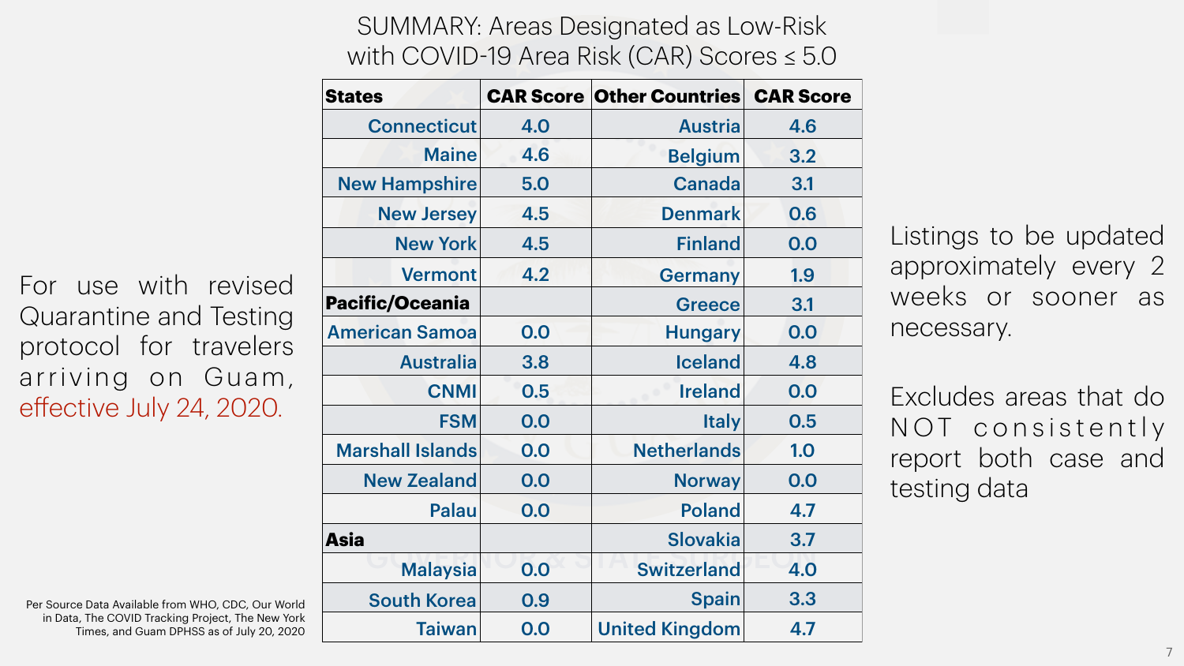# SUMMARY: Areas Designated as Low-Risk with COVID-19 Area Risk (CAR) Scores ≤ 5.0

For use with revised Quarantine and Testing protocol for travelers arriving on Guam, effective July 24, 2020.

| States | CAR Score | Other Countries | CAR Score |
|---|---|---|---|
| Connecticut | 4.0 | Austria | 4.6 |
| Maine | 4.6 | Belgium | 3.2 |
| New Hampshire | 5.0 | Canada | 3.1 |
| New Jersey | 4.5 | Denmark | 0.6 |
| New York | 4.5 | Finland | 0.0 |
| Vermont | 4.2 | Germany | 1.9 |
| **Pacific/Oceania** | | Greece | 3.1 |
| American Samoa | 0.0 | Hungary | 0.0 |
| Australia | 3.8 | Iceland | 4.8 |
| CNMI | 0.5 | Ireland | 0.0 |
| FSM | 0.0 | Italy | 0.5 |
| Marshall Islands | 0.0 | Netherlands | 1.0 |
| New Zealand | 0.0 | Norway | 0.0 |
| Palau | 0.0 | Poland | 4.7 |
| **Asia** | | Slovakia | 3.7 |
| Malaysia | 0.0 | Switzerland | 4.0 |
| South Korea | 0.9 | Spain | 3.3 |
| Taiwan | 0.0 | United Kingdom | 4.7 |

Listings to be updated approximately every 2 weeks or sooner as necessary.

Excludes areas that do NOT consistently report both case and testing data

Per Source Data Available from WHO, CDC, Our World in Data, The COVID Tracking Project, The New York Times, and Guam DPHSS as of July 20, 2020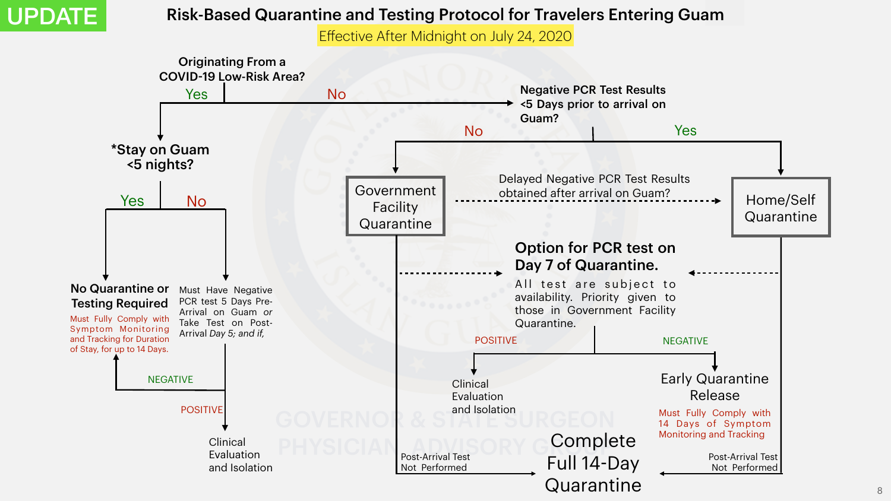UPDATE

# Risk-Based Quarantine and Testing Protocol for Travelers Entering Guam

Effective After Midnight on July 24, 2020

**Originating From a COVID-19 Low-Risk Area?**

Yes

No

**Negative PCR Test Results <5 Days prior to arrival on Guam?**

No

Yes

***Stay on Guam <5 nights?**

Yes

No

Government Facility Quarantine

Delayed Negative PCR Test Results obtained after arrival on Guam?

Home/Self Quarantine

**Option for PCR test on Day 7 of Quarantine.**

All test are subject to availability. Priority given to those in Government Facility Quarantine.

**No Quarantine or Testing Required**

Must Fully Comply with Symptom Monitoring and Tracking for Duration of Stay, for up to 14 Days.

Must Have Negative PCR test 5 Days Pre-Arrival on Guam *or* Take Test on Post-Arrival *Day 5; and if,*

NEGATIVE

POSITIVE

Clinical Evaluation and Isolation

POSITIVE

NEGATIVE

Clinical Evaluation and Isolation

Early Quarantine Release

Must Fully Comply with 14 Days of Symptom Monitoring and Tracking

Post-Arrival Test Not Performed

Complete Full 14-Day Quarantine

Post-Arrival Test Not Performed

GOVERNOR & STATE SURGEON PHYSICIAN ADVISORY GROUP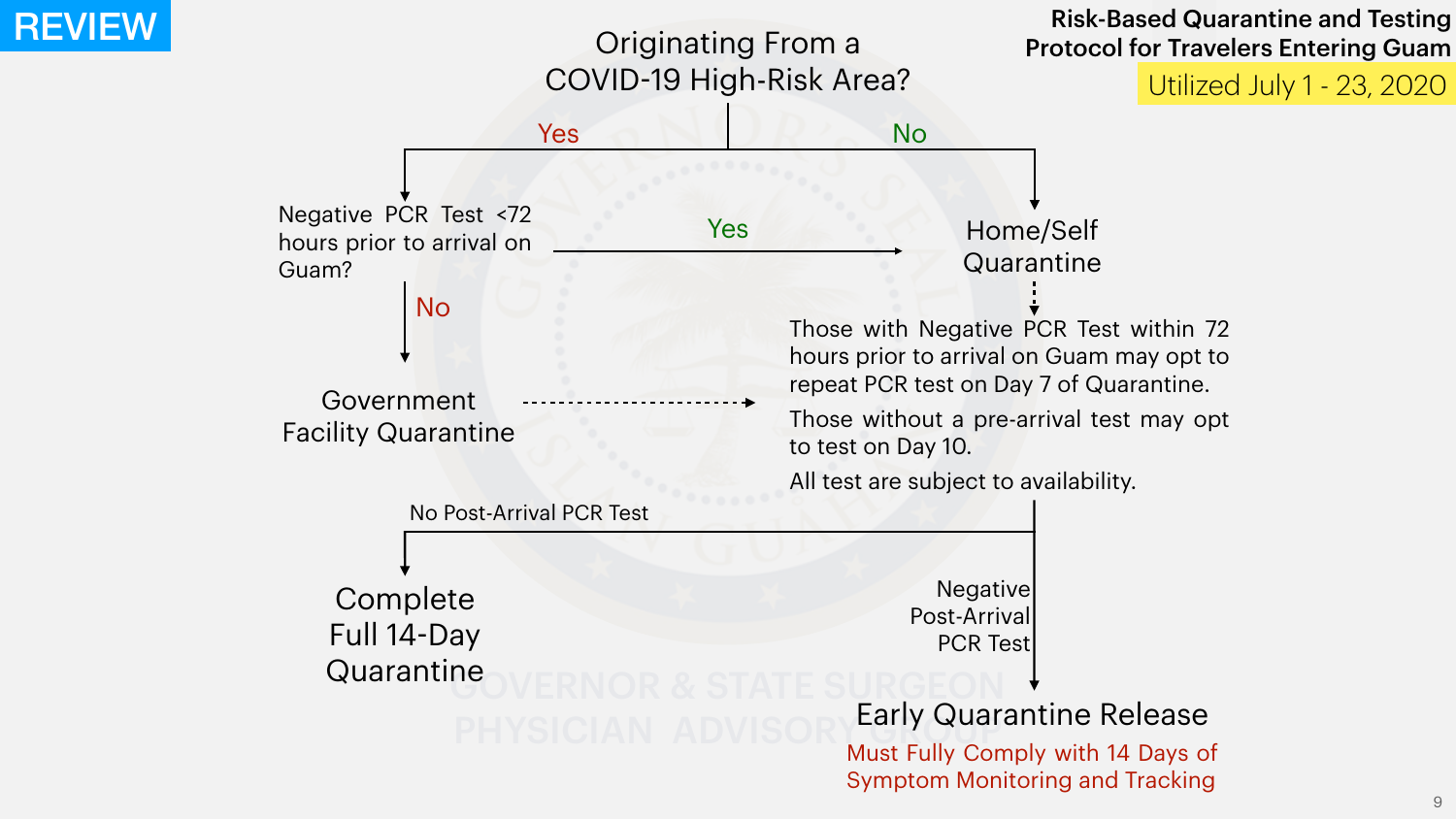REVIEW

## Risk-Based Quarantine and Testing Protocol for Travelers Entering Guam

Utilized July 1 - 23, 2020

**Originating From a COVID-19 High-Risk Area?**

- **Yes** → Negative PCR Test <72 hours prior to arrival on Guam?
  - **Yes** → Home/Self Quarantine
  - **No** → Government Facility Quarantine
- **No** → Home/Self Quarantine

Home/Self Quarantine / Government Facility Quarantine →

Those with Negative PCR Test within 72 hours prior to arrival on Guam may opt to repeat PCR test on Day 7 of Quarantine.

Those without a pre-arrival test may opt to test on Day 10.

All test are subject to availability.

- **No Post-Arrival PCR Test** → Complete Full 14-Day Quarantine
- **Negative Post-Arrival PCR Test** → Early Quarantine Release
  - Must Fully Comply with 14 Days of Symptom Monitoring and Tracking

GOVERNOR & STATE SURGEON PHYSICIAN ADVISORY GROUP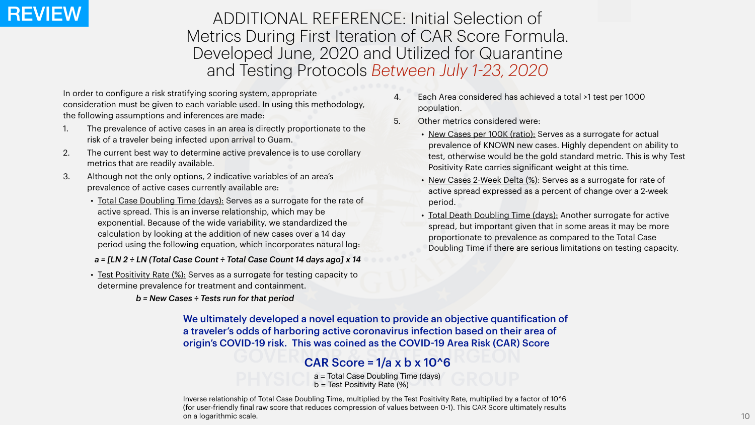REVIEW

# ADDITIONAL REFERENCE: Initial Selection of Metrics During First Iteration of CAR Score Formula. Developed June, 2020 and Utilized for Quarantine and Testing Protocols *Between July 1-23, 2020*

In order to configure a risk stratifying scoring system, appropriate consideration must be given to each variable used. In using this methodology, the following assumptions and inferences are made:

1. The prevalence of active cases in an area is directly proportionate to the risk of a traveler being infected upon arrival to Guam.
2. The current best way to determine active prevalence is to use corollary metrics that are readily available.
3. Although not the only options, 2 indicative variables of an area's prevalence of active cases currently available are:
   - Total Case Doubling Time (days): Serves as a surrogate for the rate of active spread. This is an inverse relationship, which may be exponential. Because of the wide variability, we standardized the calculation by looking at the addition of new cases over a 14 day period using the following equation, which incorporates natural log:

     ***a = [LN 2 ÷ LN (Total Case Count ÷ Total Case Count 14 days ago] x 14***

   - Test Positivity Rate (%): Serves as a surrogate for testing capacity to determine prevalence for treatment and containment.

     ***b = New Cases ÷ Tests run for that period***

4. Each Area considered has achieved a total >1 test per 1000 population.
5. Other metrics considered were:
   - New Cases per 100K (ratio): Serves as a surrogate for actual prevalence of KNOWN new cases. Highly dependent on ability to test, otherwise would be the gold standard metric. This is why Test Positivity Rate carries significant weight at this time.
   - New Cases 2-Week Delta (%): Serves as a surrogate for rate of active spread expressed as a percent of change over a 2-week period.
   - Total Death Doubling Time (days): Another surrogate for active spread, but important given that in some areas it may be more proportionate to prevalence as compared to the Total Case Doubling Time if there are serious limitations on testing capacity.

**We ultimately developed a novel equation to provide an objective quantification of a traveler's odds of harboring active coronavirus infection based on their area of origin's COVID-19 risk. This was coined as the COVID-19 Area Risk (CAR) Score**

**CAR Score = 1/a x b x 10^6**

a = Total Case Doubling Time (days)
b = Test Positivity Rate (%)

Inverse relationship of Total Case Doubling Time, multiplied by the Test Positivity Rate, multiplied by a factor of 10^6 (for user-friendly final raw score that reduces compression of values between 0-1). This CAR Score ultimately results on a logarithmic scale.